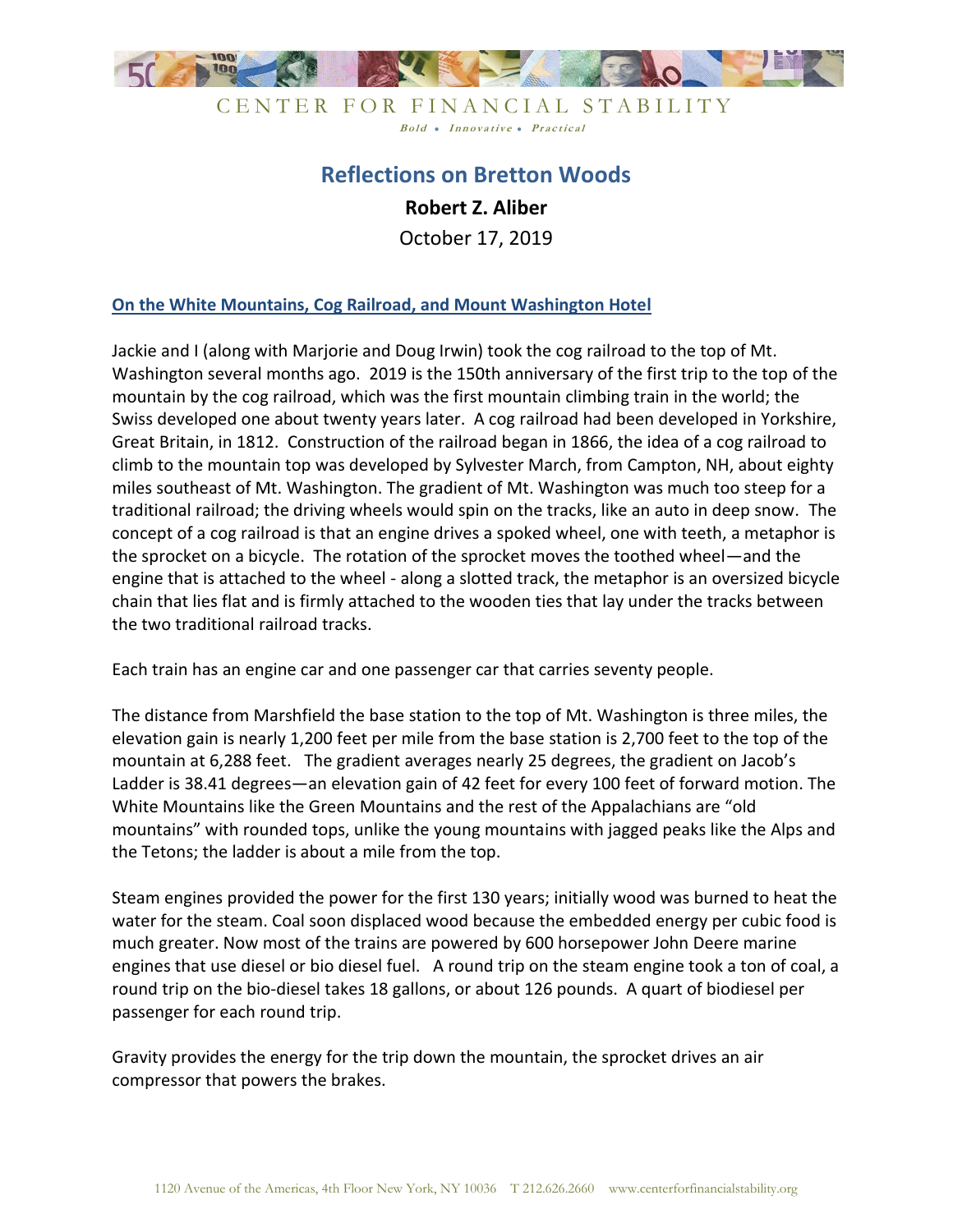CENTER FOR FINANCIAL STABILITY

*Bold • Innovative • Practical*

# Reflections on Bretton Woods

**Robert Z. Aliber**

October 17, 2019

## On the White Mountains, Cog Railroad, and Mount Washington Hotel

Jackie and I (along with Marjorie and Doug Irwin) took the cog railroad to the top of Mt. Washington several months ago. 2019 is the 150th anniversary of the first trip to the top of the mountain by the cog railroad, which was the first mountain climbing train in the world; the Swiss developed one about twenty years later. A cog railroad had been developed in Yorkshire, Great Britain, in 1812. Construction of the railroad began in 1866, the idea of a cog railroad to climb to the mountain top was developed by Sylvester March, from Campton, NH, about eighty miles southeast of Mt. Washington. The gradient of Mt. Washington was much too steep for a traditional railroad; the driving wheels would spin on the tracks, like an auto in deep snow. The concept of a cog railroad is that an engine drives a spoked wheel, one with teeth, a metaphor is the sprocket on a bicycle. The rotation of the sprocket moves the toothed wheel—and the engine that is attached to the wheel - along a slotted track, the metaphor is an oversized bicycle chain that lies flat and is firmly attached to the wooden ties that lay under the tracks between the two traditional railroad tracks.

Each train has an engine car and one passenger car that carries seventy people.

The distance from Marshfield the base station to the top of Mt. Washington is three miles, the elevation gain is nearly 1,200 feet per mile from the base station is 2,700 feet to the top of the mountain at 6,288 feet. The gradient averages nearly 25 degrees, the gradient on Jacob's Ladder is 38.41 degrees—an elevation gain of 42 feet for every 100 feet of forward motion. The White Mountains like the Green Mountains and the rest of the Appalachians are "old mountains" with rounded tops, unlike the young mountains with jagged peaks like the Alps and the Tetons; the ladder is about a mile from the top.

Steam engines provided the power for the first 130 years; initially wood was burned to heat the water for the steam. Coal soon displaced wood because the embedded energy per cubic food is much greater. Now most of the trains are powered by 600 horsepower John Deere marine engines that use diesel or bio diesel fuel. A round trip on the steam engine took a ton of coal, a round trip on the bio-diesel takes 18 gallons, or about 126 pounds. A quart of biodiesel per passenger for each round trip.

Gravity provides the energy for the trip down the mountain, the sprocket drives an air compressor that powers the brakes.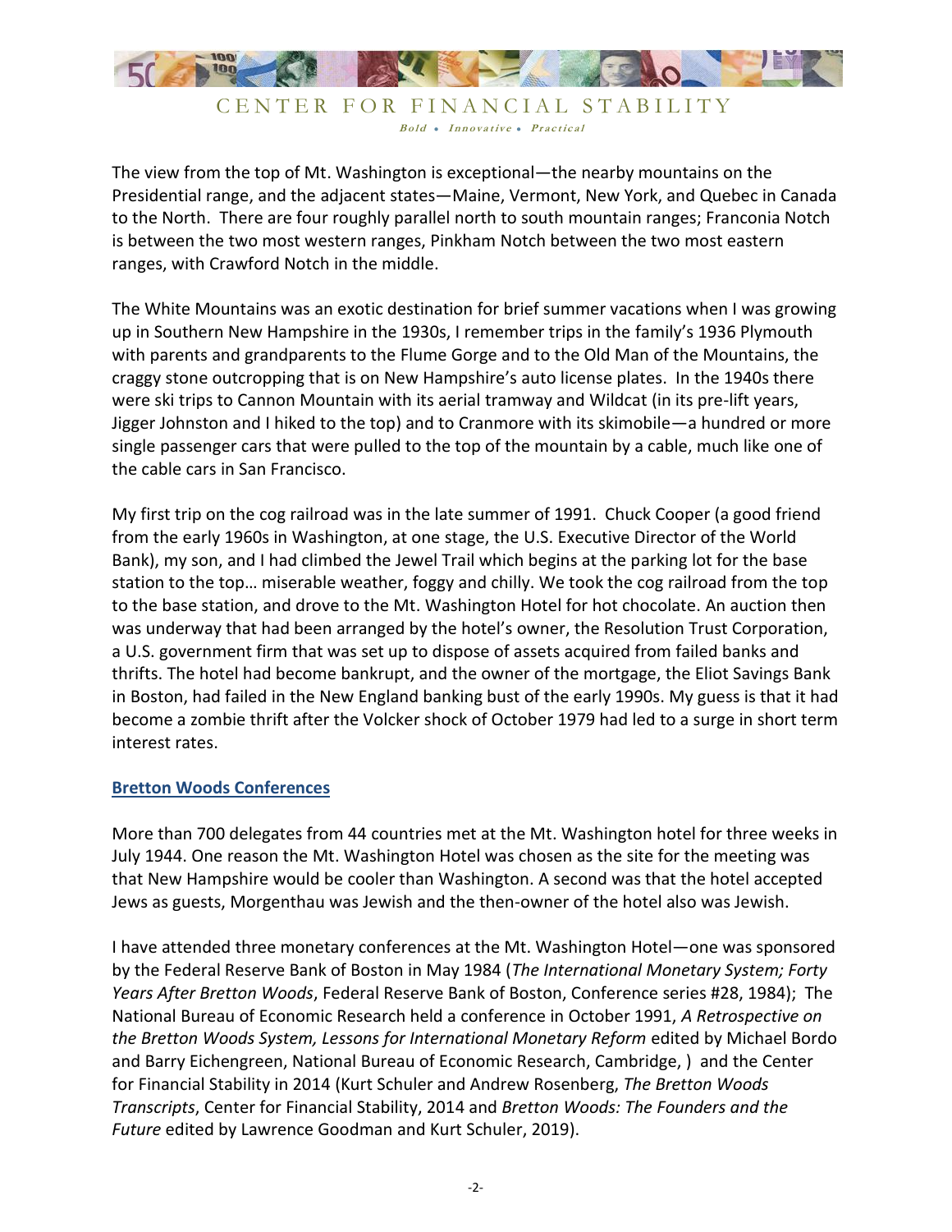The view from the top of Mt. Washington is exceptional—the nearby mountains on the Presidential range, and the adjacent states—Maine, Vermont, New York, and Quebec in Canada to the North. There are four roughly parallel north to south mountain ranges; Franconia Notch is between the two most western ranges, Pinkham Notch between the two most eastern ranges, with Crawford Notch in the middle.

The White Mountains was an exotic destination for brief summer vacations when I was growing up in Southern New Hampshire in the 1930s, I remember trips in the family's 1936 Plymouth with parents and grandparents to the Flume Gorge and to the Old Man of the Mountains, the craggy stone outcropping that is on New Hampshire's auto license plates. In the 1940s there were ski trips to Cannon Mountain with its aerial tramway and Wildcat (in its pre-lift years, Jigger Johnston and I hiked to the top) and to Cranmore with its skimobile—a hundred or more single passenger cars that were pulled to the top of the mountain by a cable, much like one of the cable cars in San Francisco.

My first trip on the cog railroad was in the late summer of 1991. Chuck Cooper (a good friend from the early 1960s in Washington, at one stage, the U.S. Executive Director of the World Bank), my son, and I had climbed the Jewel Trail which begins at the parking lot for the base station to the top… miserable weather, foggy and chilly. We took the cog railroad from the top to the base station, and drove to the Mt. Washington Hotel for hot chocolate. An auction then was underway that had been arranged by the hotel's owner, the Resolution Trust Corporation, a U.S. government firm that was set up to dispose of assets acquired from failed banks and thrifts. The hotel had become bankrupt, and the owner of the mortgage, the Eliot Savings Bank in Boston, had failed in the New England banking bust of the early 1990s. My guess is that it had become a zombie thrift after the Volcker shock of October 1979 had led to a surge in short term interest rates.

## Bretton Woods Conferences

More than 700 delegates from 44 countries met at the Mt. Washington hotel for three weeks in July 1944. One reason the Mt. Washington Hotel was chosen as the site for the meeting was that New Hampshire would be cooler than Washington. A second was that the hotel accepted Jews as guests, Morgenthau was Jewish and the then-owner of the hotel also was Jewish.

I have attended three monetary conferences at the Mt. Washington Hotel—one was sponsored by the Federal Reserve Bank of Boston in May 1984 (*The International Monetary System; Forty Years After Bretton Woods*, Federal Reserve Bank of Boston, Conference series #28, 1984); The National Bureau of Economic Research held a conference in October 1991, *A Retrospective on the Bretton Woods System, Lessons for International Monetary Reform* edited by Michael Bordo and Barry Eichengreen, National Bureau of Economic Research, Cambridge, ) and the Center for Financial Stability in 2014 (Kurt Schuler and Andrew Rosenberg, *The Bretton Woods Transcripts*, Center for Financial Stability, 2014 and *Bretton Woods: The Founders and the Future* edited by Lawrence Goodman and Kurt Schuler, 2019).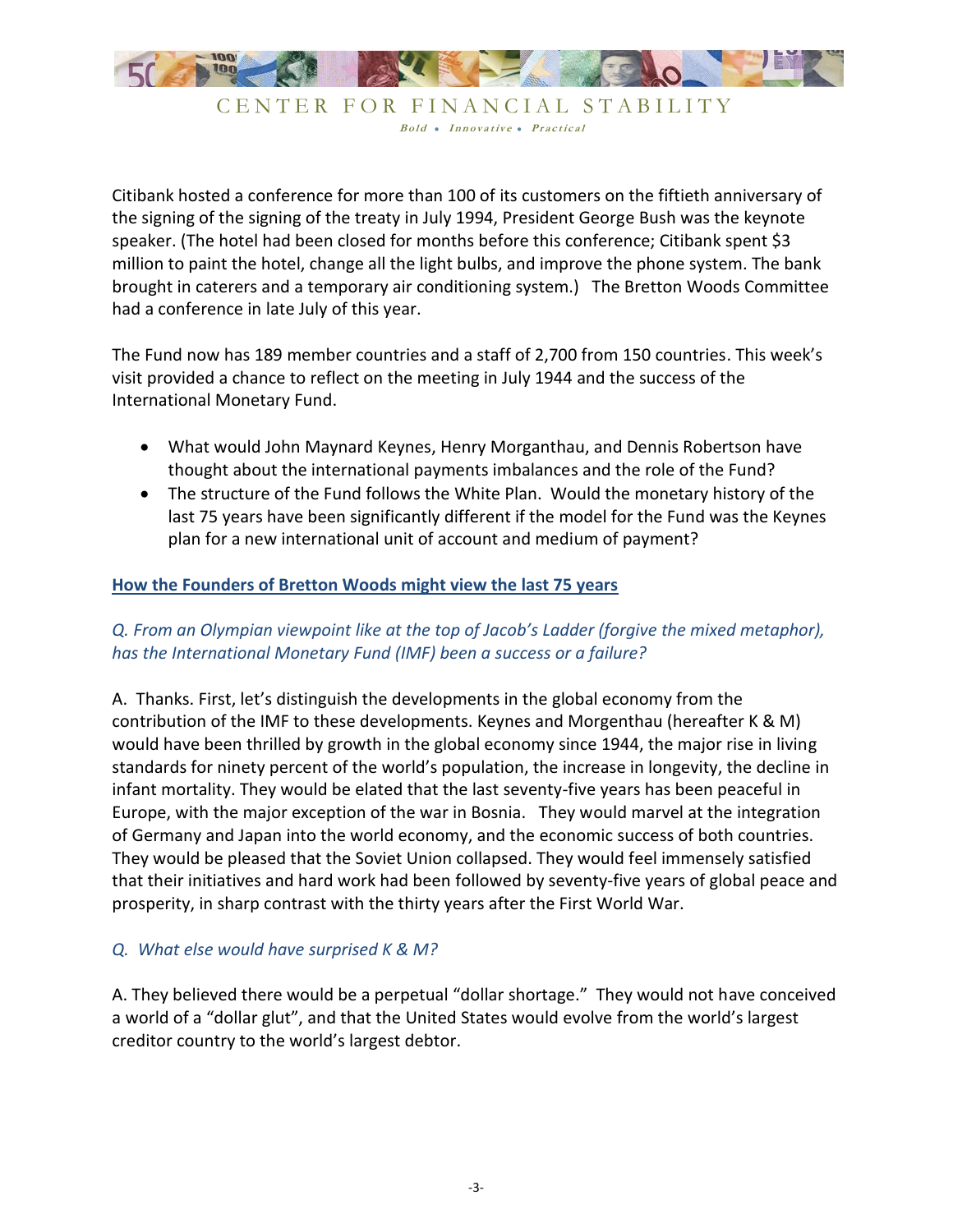Citibank hosted a conference for more than 100 of its customers on the fiftieth anniversary of the signing of the signing of the treaty in July 1994, President George Bush was the keynote speaker. (The hotel had been closed for months before this conference; Citibank spent $3 million to paint the hotel, change all the light bulbs, and improve the phone system. The bank brought in caterers and a temporary air conditioning system.)   The Bretton Woods Committee had a conference in late July of this year.

The Fund now has 189 member countries and a staff of 2,700 from 150 countries. This week's visit provided a chance to reflect on the meeting in July 1944 and the success of the International Monetary Fund.

- What would John Maynard Keynes, Henry Morganthau, and Dennis Robertson have thought about the international payments imbalances and the role of the Fund?
- The structure of the Fund follows the White Plan.  Would the monetary history of the last 75 years have been significantly different if the model for the Fund was the Keynes plan for a new international unit of account and medium of payment?

## How the Founders of Bretton Woods might view the last 75 years

*Q. From an Olympian viewpoint like at the top of Jacob's Ladder (forgive the mixed metaphor), has the International Monetary Fund (IMF) been a success or a failure?*

A.  Thanks. First, let's distinguish the developments in the global economy from the contribution of the IMF to these developments. Keynes and Morgenthau (hereafter K & M) would have been thrilled by growth in the global economy since 1944, the major rise in living standards for ninety percent of the world's population, the increase in longevity, the decline in infant mortality. They would be elated that the last seventy-five years has been peaceful in Europe, with the major exception of the war in Bosnia.   They would marvel at the integration of Germany and Japan into the world economy, and the economic success of both countries. They would be pleased that the Soviet Union collapsed. They would feel immensely satisfied that their initiatives and hard work had been followed by seventy-five years of global peace and prosperity, in sharp contrast with the thirty years after the First World War.

*Q.  What else would have surprised K & M?*

A. They believed there would be a perpetual "dollar shortage."  They would not have conceived a world of a "dollar glut", and that the United States would evolve from the world's largest creditor country to the world's largest debtor.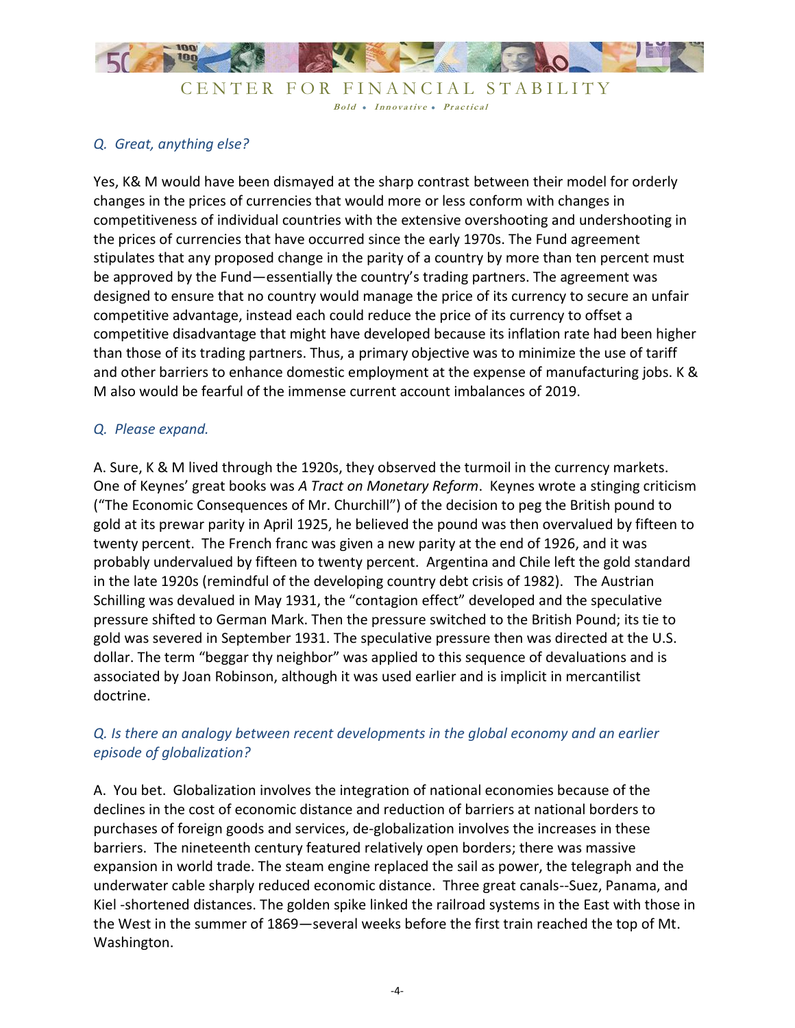*Q. Great, anything else?*

Yes, K& M would have been dismayed at the sharp contrast between their model for orderly changes in the prices of currencies that would more or less conform with changes in competitiveness of individual countries with the extensive overshooting and undershooting in the prices of currencies that have occurred since the early 1970s. The Fund agreement stipulates that any proposed change in the parity of a country by more than ten percent must be approved by the Fund—essentially the country's trading partners. The agreement was designed to ensure that no country would manage the price of its currency to secure an unfair competitive advantage, instead each could reduce the price of its currency to offset a competitive disadvantage that might have developed because its inflation rate had been higher than those of its trading partners. Thus, a primary objective was to minimize the use of tariff and other barriers to enhance domestic employment at the expense of manufacturing jobs. K & M also would be fearful of the immense current account imbalances of 2019.

*Q. Please expand.*

A. Sure, K & M lived through the 1920s, they observed the turmoil in the currency markets. One of Keynes' great books was *A Tract on Monetary Reform*. Keynes wrote a stinging criticism ("The Economic Consequences of Mr. Churchill") of the decision to peg the British pound to gold at its prewar parity in April 1925, he believed the pound was then overvalued by fifteen to twenty percent. The French franc was given a new parity at the end of 1926, and it was probably undervalued by fifteen to twenty percent. Argentina and Chile left the gold standard in the late 1920s (remindful of the developing country debt crisis of 1982). The Austrian Schilling was devalued in May 1931, the "contagion effect" developed and the speculative pressure shifted to German Mark. Then the pressure switched to the British Pound; its tie to gold was severed in September 1931. The speculative pressure then was directed at the U.S. dollar. The term "beggar thy neighbor" was applied to this sequence of devaluations and is associated by Joan Robinson, although it was used earlier and is implicit in mercantilist doctrine.

*Q. Is there an analogy between recent developments in the global economy and an earlier episode of globalization?*

A. You bet. Globalization involves the integration of national economies because of the declines in the cost of economic distance and reduction of barriers at national borders to purchases of foreign goods and services, de-globalization involves the increases in these barriers. The nineteenth century featured relatively open borders; there was massive expansion in world trade. The steam engine replaced the sail as power, the telegraph and the underwater cable sharply reduced economic distance. Three great canals--Suez, Panama, and Kiel -shortened distances. The golden spike linked the railroad systems in the East with those in the West in the summer of 1869—several weeks before the first train reached the top of Mt. Washington.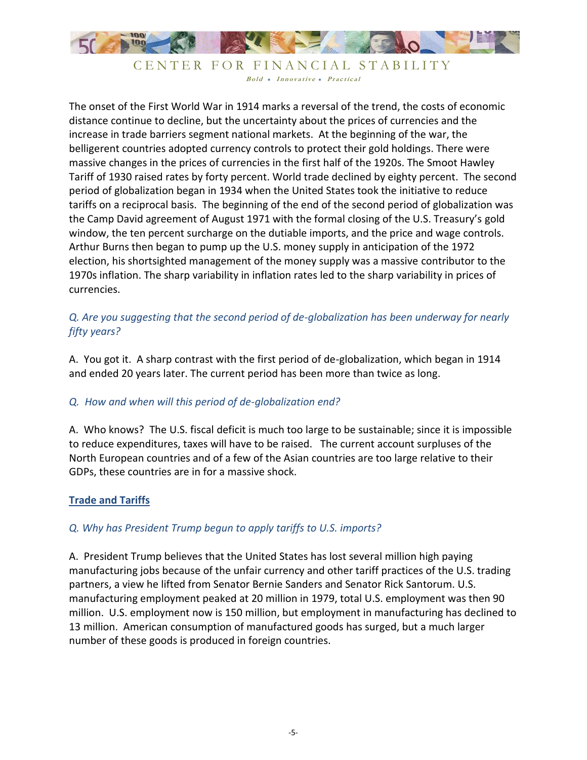The onset of the First World War in 1914 marks a reversal of the trend, the costs of economic distance continue to decline, but the uncertainty about the prices of currencies and the increase in trade barriers segment national markets. At the beginning of the war, the belligerent countries adopted currency controls to protect their gold holdings. There were massive changes in the prices of currencies in the first half of the 1920s. The Smoot Hawley Tariff of 1930 raised rates by forty percent. World trade declined by eighty percent. The second period of globalization began in 1934 when the United States took the initiative to reduce tariffs on a reciprocal basis. The beginning of the end of the second period of globalization was the Camp David agreement of August 1971 with the formal closing of the U.S. Treasury's gold window, the ten percent surcharge on the dutiable imports, and the price and wage controls. Arthur Burns then began to pump up the U.S. money supply in anticipation of the 1972 election, his shortsighted management of the money supply was a massive contributor to the 1970s inflation. The sharp variability in inflation rates led to the sharp variability in prices of currencies.

*Q. Are you suggesting that the second period of de-globalization has been underway for nearly fifty years?*

A. You got it. A sharp contrast with the first period of de-globalization, which began in 1914 and ended 20 years later. The current period has been more than twice as long.

*Q. How and when will this period of de-globalization end?*

A. Who knows? The U.S. fiscal deficit is much too large to be sustainable; since it is impossible to reduce expenditures, taxes will have to be raised. The current account surpluses of the North European countries and of a few of the Asian countries are too large relative to their GDPs, these countries are in for a massive shock.

## Trade and Tariffs

*Q. Why has President Trump begun to apply tariffs to U.S. imports?*

A. President Trump believes that the United States has lost several million high paying manufacturing jobs because of the unfair currency and other tariff practices of the U.S. trading partners, a view he lifted from Senator Bernie Sanders and Senator Rick Santorum. U.S. manufacturing employment peaked at 20 million in 1979, total U.S. employment was then 90 million. U.S. employment now is 150 million, but employment in manufacturing has declined to 13 million. American consumption of manufactured goods has surged, but a much larger number of these goods is produced in foreign countries.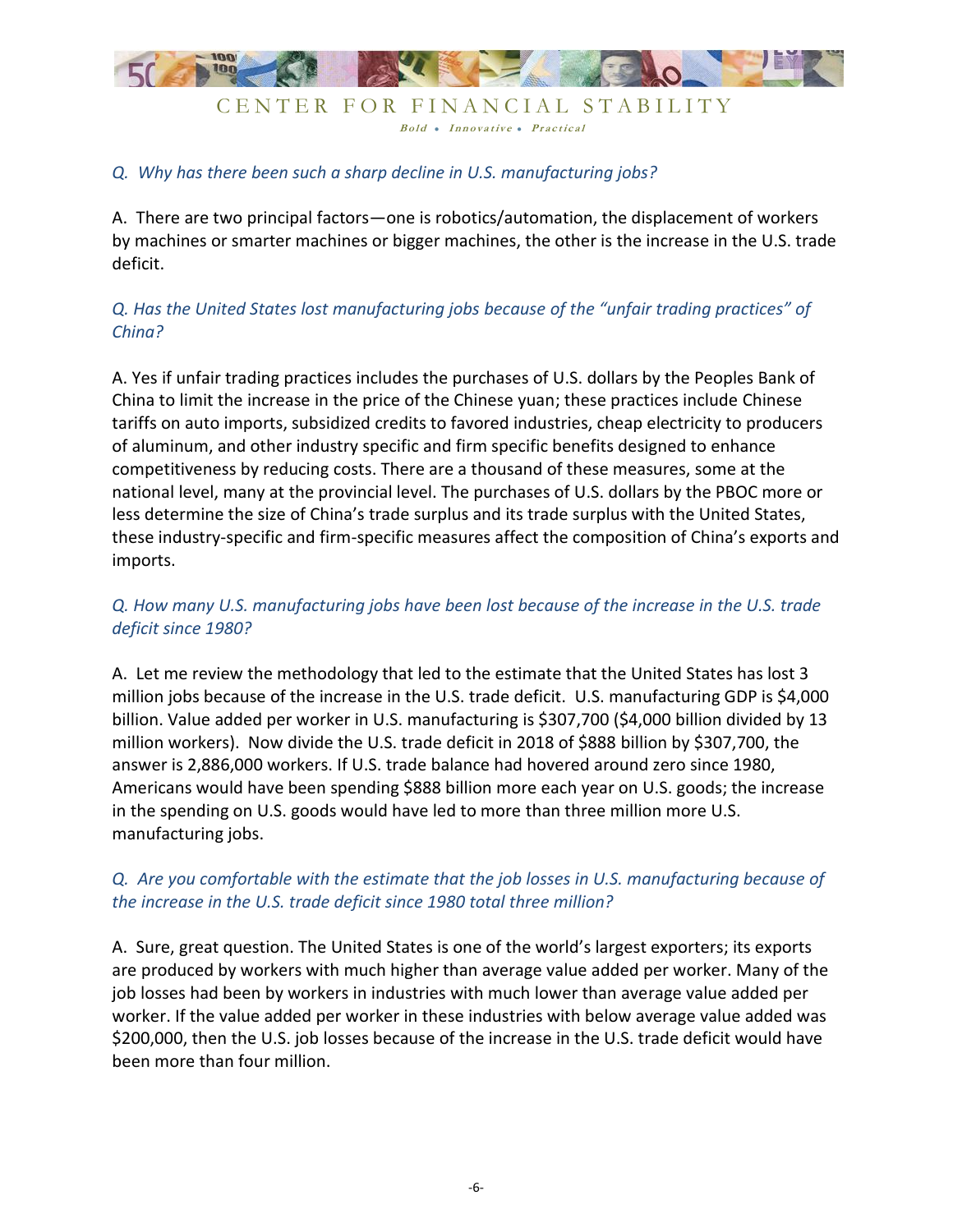*Q. Why has there been such a sharp decline in U.S. manufacturing jobs?*

A. There are two principal factors—one is robotics/automation, the displacement of workers by machines or smarter machines or bigger machines, the other is the increase in the U.S. trade deficit.

*Q. Has the United States lost manufacturing jobs because of the "unfair trading practices" of China?*

A. Yes if unfair trading practices includes the purchases of U.S. dollars by the Peoples Bank of China to limit the increase in the price of the Chinese yuan; these practices include Chinese tariffs on auto imports, subsidized credits to favored industries, cheap electricity to producers of aluminum, and other industry specific and firm specific benefits designed to enhance competitiveness by reducing costs. There are a thousand of these measures, some at the national level, many at the provincial level. The purchases of U.S. dollars by the PBOC more or less determine the size of China's trade surplus and its trade surplus with the United States, these industry-specific and firm-specific measures affect the composition of China's exports and imports.

*Q. How many U.S. manufacturing jobs have been lost because of the increase in the U.S. trade deficit since 1980?*

A. Let me review the methodology that led to the estimate that the United States has lost 3 million jobs because of the increase in the U.S. trade deficit. U.S. manufacturing GDP is $4,000 billion. Value added per worker in U.S. manufacturing is $307,700 ($4,000 billion divided by 13 million workers). Now divide the U.S. trade deficit in 2018 of $888 billion by $307,700, the answer is 2,886,000 workers. If U.S. trade balance had hovered around zero since 1980, Americans would have been spending $888 billion more each year on U.S. goods; the increase in the spending on U.S. goods would have led to more than three million more U.S. manufacturing jobs.

*Q. Are you comfortable with the estimate that the job losses in U.S. manufacturing because of the increase in the U.S. trade deficit since 1980 total three million?*

A. Sure, great question. The United States is one of the world's largest exporters; its exports are produced by workers with much higher than average value added per worker. Many of the job losses had been by workers in industries with much lower than average value added per worker. If the value added per worker in these industries with below average value added was $200,000, then the U.S. job losses because of the increase in the U.S. trade deficit would have been more than four million.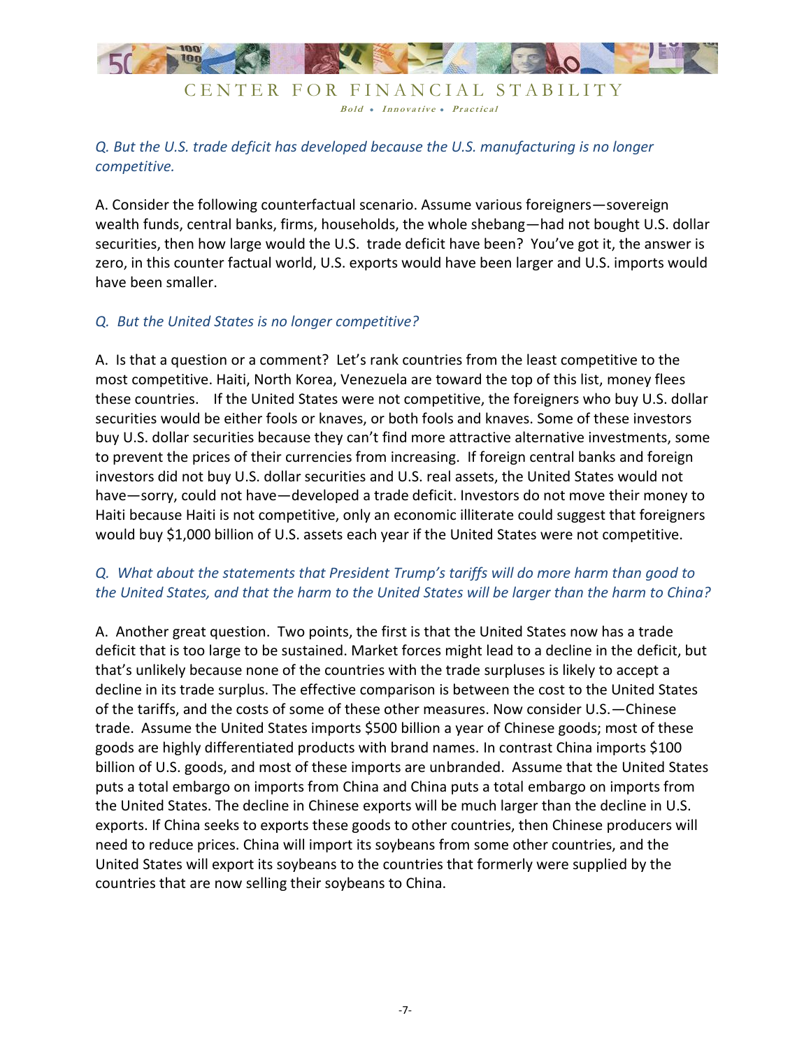*Q. But the U.S. trade deficit has developed because the U.S. manufacturing is no longer competitive.*

A. Consider the following counterfactual scenario. Assume various foreigners—sovereign wealth funds, central banks, firms, households, the whole shebang—had not bought U.S. dollar securities, then how large would the U.S. trade deficit have been? You've got it, the answer is zero, in this counter factual world, U.S. exports would have been larger and U.S. imports would have been smaller.

*Q. But the United States is no longer competitive?*

A. Is that a question or a comment? Let's rank countries from the least competitive to the most competitive. Haiti, North Korea, Venezuela are toward the top of this list, money flees these countries. If the United States were not competitive, the foreigners who buy U.S. dollar securities would be either fools or knaves, or both fools and knaves. Some of these investors buy U.S. dollar securities because they can't find more attractive alternative investments, some to prevent the prices of their currencies from increasing. If foreign central banks and foreign investors did not buy U.S. dollar securities and U.S. real assets, the United States would not have—sorry, could not have—developed a trade deficit. Investors do not move their money to Haiti because Haiti is not competitive, only an economic illiterate could suggest that foreigners would buy $1,000 billion of U.S. assets each year if the United States were not competitive.

*Q. What about the statements that President Trump's tariffs will do more harm than good to the United States, and that the harm to the United States will be larger than the harm to China?*

A. Another great question. Two points, the first is that the United States now has a trade deficit that is too large to be sustained. Market forces might lead to a decline in the deficit, but that's unlikely because none of the countries with the trade surpluses is likely to accept a decline in its trade surplus. The effective comparison is between the cost to the United States of the tariffs, and the costs of some of these other measures. Now consider U.S.—Chinese trade. Assume the United States imports $500 billion a year of Chinese goods; most of these goods are highly differentiated products with brand names. In contrast China imports $100 billion of U.S. goods, and most of these imports are unbranded. Assume that the United States puts a total embargo on imports from China and China puts a total embargo on imports from the United States. The decline in Chinese exports will be much larger than the decline in U.S. exports. If China seeks to exports these goods to other countries, then Chinese producers will need to reduce prices. China will import its soybeans from some other countries, and the United States will export its soybeans to the countries that formerly were supplied by the countries that are now selling their soybeans to China.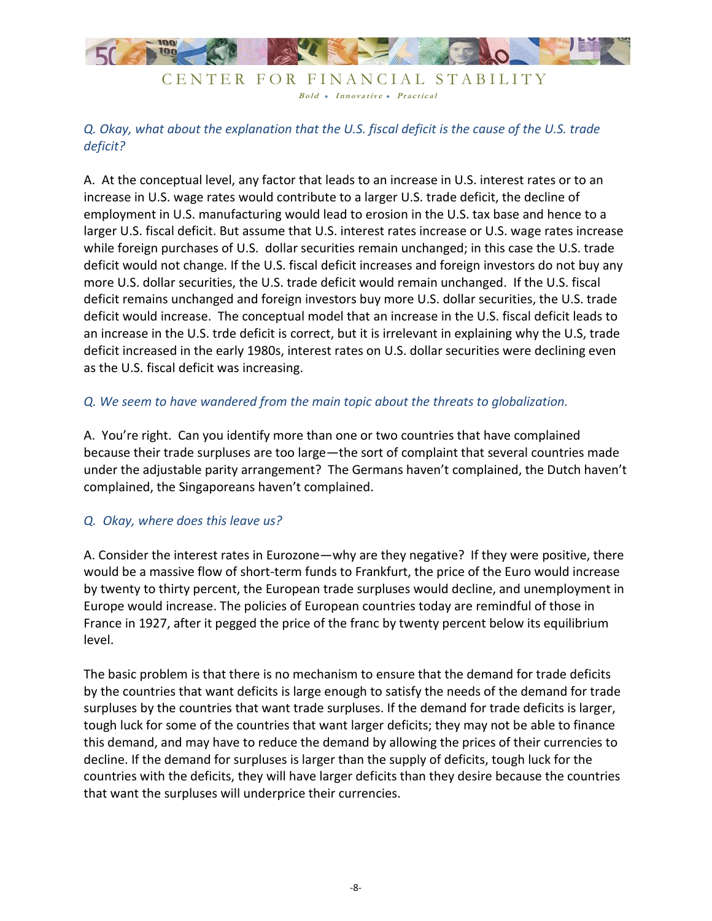*Q. Okay, what about the explanation that the U.S. fiscal deficit is the cause of the U.S. trade deficit?*

A. At the conceptual level, any factor that leads to an increase in U.S. interest rates or to an increase in U.S. wage rates would contribute to a larger U.S. trade deficit, the decline of employment in U.S. manufacturing would lead to erosion in the U.S. tax base and hence to a larger U.S. fiscal deficit. But assume that U.S. interest rates increase or U.S. wage rates increase while foreign purchases of U.S. dollar securities remain unchanged; in this case the U.S. trade deficit would not change. If the U.S. fiscal deficit increases and foreign investors do not buy any more U.S. dollar securities, the U.S. trade deficit would remain unchanged. If the U.S. fiscal deficit remains unchanged and foreign investors buy more U.S. dollar securities, the U.S. trade deficit would increase. The conceptual model that an increase in the U.S. fiscal deficit leads to an increase in the U.S. trde deficit is correct, but it is irrelevant in explaining why the U.S, trade deficit increased in the early 1980s, interest rates on U.S. dollar securities were declining even as the U.S. fiscal deficit was increasing.

*Q. We seem to have wandered from the main topic about the threats to globalization.*

A. You're right. Can you identify more than one or two countries that have complained because their trade surpluses are too large—the sort of complaint that several countries made under the adjustable parity arrangement? The Germans haven't complained, the Dutch haven't complained, the Singaporeans haven't complained.

*Q. Okay, where does this leave us?*

A. Consider the interest rates in Eurozone—why are they negative? If they were positive, there would be a massive flow of short-term funds to Frankfurt, the price of the Euro would increase by twenty to thirty percent, the European trade surpluses would decline, and unemployment in Europe would increase. The policies of European countries today are remindful of those in France in 1927, after it pegged the price of the franc by twenty percent below its equilibrium level.

The basic problem is that there is no mechanism to ensure that the demand for trade deficits by the countries that want deficits is large enough to satisfy the needs of the demand for trade surpluses by the countries that want trade surpluses. If the demand for trade deficits is larger, tough luck for some of the countries that want larger deficits; they may not be able to finance this demand, and may have to reduce the demand by allowing the prices of their currencies to decline. If the demand for surpluses is larger than the supply of deficits, tough luck for the countries with the deficits, they will have larger deficits than they desire because the countries that want the surpluses will underprice their currencies.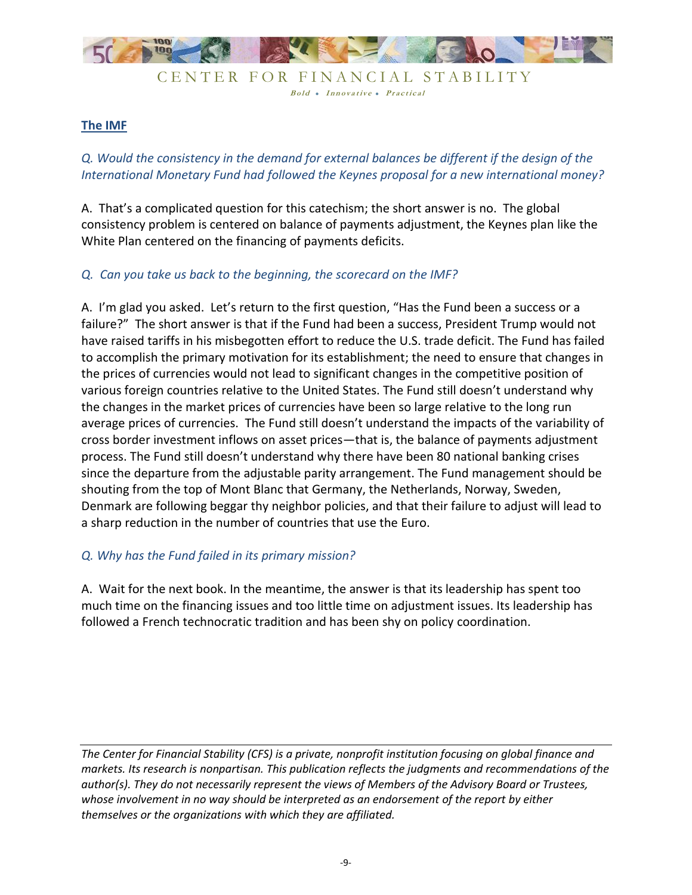## The IMF

*Q. Would the consistency in the demand for external balances be different if the design of the International Monetary Fund had followed the Keynes proposal for a new international money?*

A. That's a complicated question for this catechism; the short answer is no. The global consistency problem is centered on balance of payments adjustment, the Keynes plan like the White Plan centered on the financing of payments deficits.

*Q. Can you take us back to the beginning, the scorecard on the IMF?*

A. I'm glad you asked. Let's return to the first question, "Has the Fund been a success or a failure?" The short answer is that if the Fund had been a success, President Trump would not have raised tariffs in his misbegotten effort to reduce the U.S. trade deficit. The Fund has failed to accomplish the primary motivation for its establishment; the need to ensure that changes in the prices of currencies would not lead to significant changes in the competitive position of various foreign countries relative to the United States. The Fund still doesn't understand why the changes in the market prices of currencies have been so large relative to the long run average prices of currencies. The Fund still doesn't understand the impacts of the variability of cross border investment inflows on asset prices—that is, the balance of payments adjustment process. The Fund still doesn't understand why there have been 80 national banking crises since the departure from the adjustable parity arrangement. The Fund management should be shouting from the top of Mont Blanc that Germany, the Netherlands, Norway, Sweden, Denmark are following beggar thy neighbor policies, and that their failure to adjust will lead to a sharp reduction in the number of countries that use the Euro.

*Q. Why has the Fund failed in its primary mission?*

A. Wait for the next book. In the meantime, the answer is that its leadership has spent too much time on the financing issues and too little time on adjustment issues. Its leadership has followed a French technocratic tradition and has been shy on policy coordination.

---

*The Center for Financial Stability (CFS) is a private, nonprofit institution focusing on global finance and markets. Its research is nonpartisan. This publication reflects the judgments and recommendations of the author(s). They do not necessarily represent the views of Members of the Advisory Board or Trustees, whose involvement in no way should be interpreted as an endorsement of the report by either themselves or the organizations with which they are affiliated.*